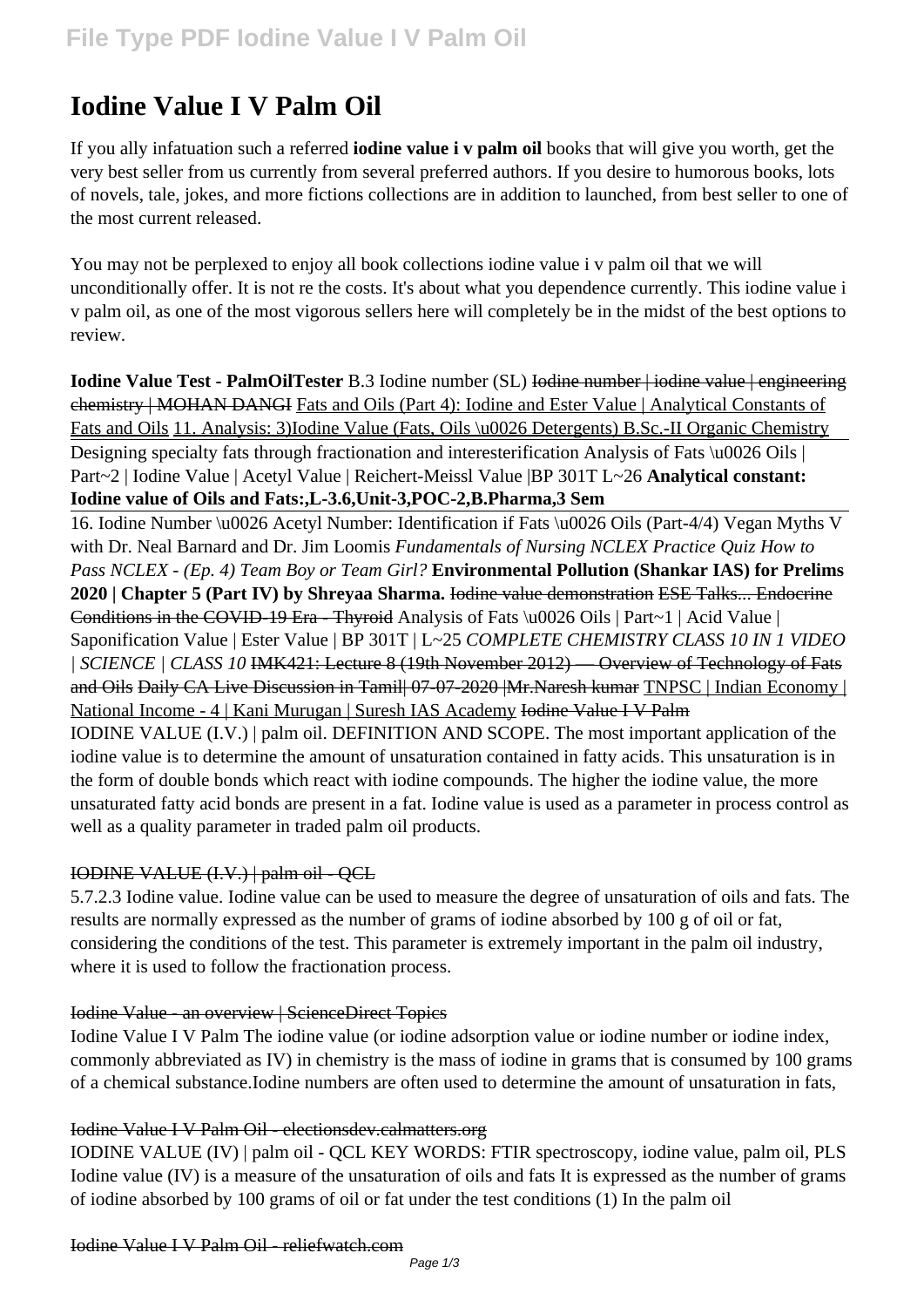# Iodine Value I V Palm Oil

If you ally infatuation such a referred **iodine value i v palm oil** books that will give you worth, get the very best seller from us currently from several preferred authors. If you desire to humorous books, lots of novels, tale, jokes, and more fictions collections are in addition to launched, from best seller to one of the most current released.

You may not be perplexed to enjoy all book collections iodine value i v palm oil that we will unconditionally offer. It is not re the costs. It's about what you dependence currently. This iodine value i v palm oil, as one of the most vigorous sellers here will completely be in the midst of the best options to review.

**Iodine Value Test - PalmOilTester** B.3 Iodine number (SL) ~~Iodine number | iodine value | engineering chemistry | MOHAN DANGI~~ Fats and Oils (Part 4): Iodine and Ester Value | Analytical Constants of Fats and Oils 11. Analysis: 3)Iodine Value (Fats, Oils \u0026 Detergents) B.Sc.-II Organic Chemistry Designing specialty fats through fractionation and interesterification Analysis of Fats \u0026 Oils | Part~2 | Iodine Value | Acetyl Value | Reichert-Meissl Value |BP 301T L~26 **Analytical constant: Iodine value of Oils and Fats:,L-3.6,Unit-3,POC-2,B.Pharma,3 Sem**

16. Iodine Number \u0026 Acetyl Number: Identification if Fats \u0026 Oils (Part-4/4) Vegan Myths V with Dr. Neal Barnard and Dr. Jim Loomis *Fundamentals of Nursing NCLEX Practice Quiz How to Pass NCLEX - (Ep. 4) Team Boy or Team Girl?* **Environmental Pollution (Shankar IAS) for Prelims 2020 | Chapter 5 (Part IV) by Shreyaa Sharma.** ~~Iodine value demonstration~~ ~~ESE Talks... Endocrine Conditions in the COVID-19 Era - Thyroid~~ Analysis of Fats \u0026 Oils | Part~1 | Acid Value | Saponification Value | Ester Value | BP 301T | L~25 *COMPLETE CHEMISTRY CLASS 10 IN 1 VIDEO | SCIENCE | CLASS 10* ~~IMK421: Lecture 8 (19th November 2012) — Overview of Technology of Fats and Oils~~ ~~Daily CA Live Discussion in Tamil| 07-07-2020 |Mr.Naresh kumar~~ TNPSC | Indian Economy | National Income - 4 | Kani Murugan | Suresh IAS Academy ~~Iodine Value I V Palm~~

IODINE VALUE (I.V.) | palm oil. DEFINITION AND SCOPE. The most important application of the iodine value is to determine the amount of unsaturation contained in fatty acids. This unsaturation is in the form of double bonds which react with iodine compounds. The higher the iodine value, the more unsaturated fatty acid bonds are present in a fat. Iodine value is used as a parameter in process control as well as a quality parameter in traded palm oil products.

~~IODINE VALUE (I.V.) | palm oil - QCL~~

5.7.2.3 Iodine value. Iodine value can be used to measure the degree of unsaturation of oils and fats. The results are normally expressed as the number of grams of iodine absorbed by 100 g of oil or fat, considering the conditions of the test. This parameter is extremely important in the palm oil industry, where it is used to follow the fractionation process.

~~Iodine Value - an overview | ScienceDirect Topics~~

Iodine Value I V Palm The iodine value (or iodine adsorption value or iodine number or iodine index, commonly abbreviated as IV) in chemistry is the mass of iodine in grams that is consumed by 100 grams of a chemical substance.Iodine numbers are often used to determine the amount of unsaturation in fats,

~~Iodine Value I V Palm Oil - electionsdev.calmatters.org~~

IODINE VALUE (IV) | palm oil - QCL KEY WORDS: FTIR spectroscopy, iodine value, palm oil, PLS Iodine value (IV) is a measure of the unsaturation of oils and fats It is expressed as the number of grams of iodine absorbed by 100 grams of oil or fat under the test conditions (1) In the palm oil

~~Iodine Value I V Palm Oil - reliefwatch.com~~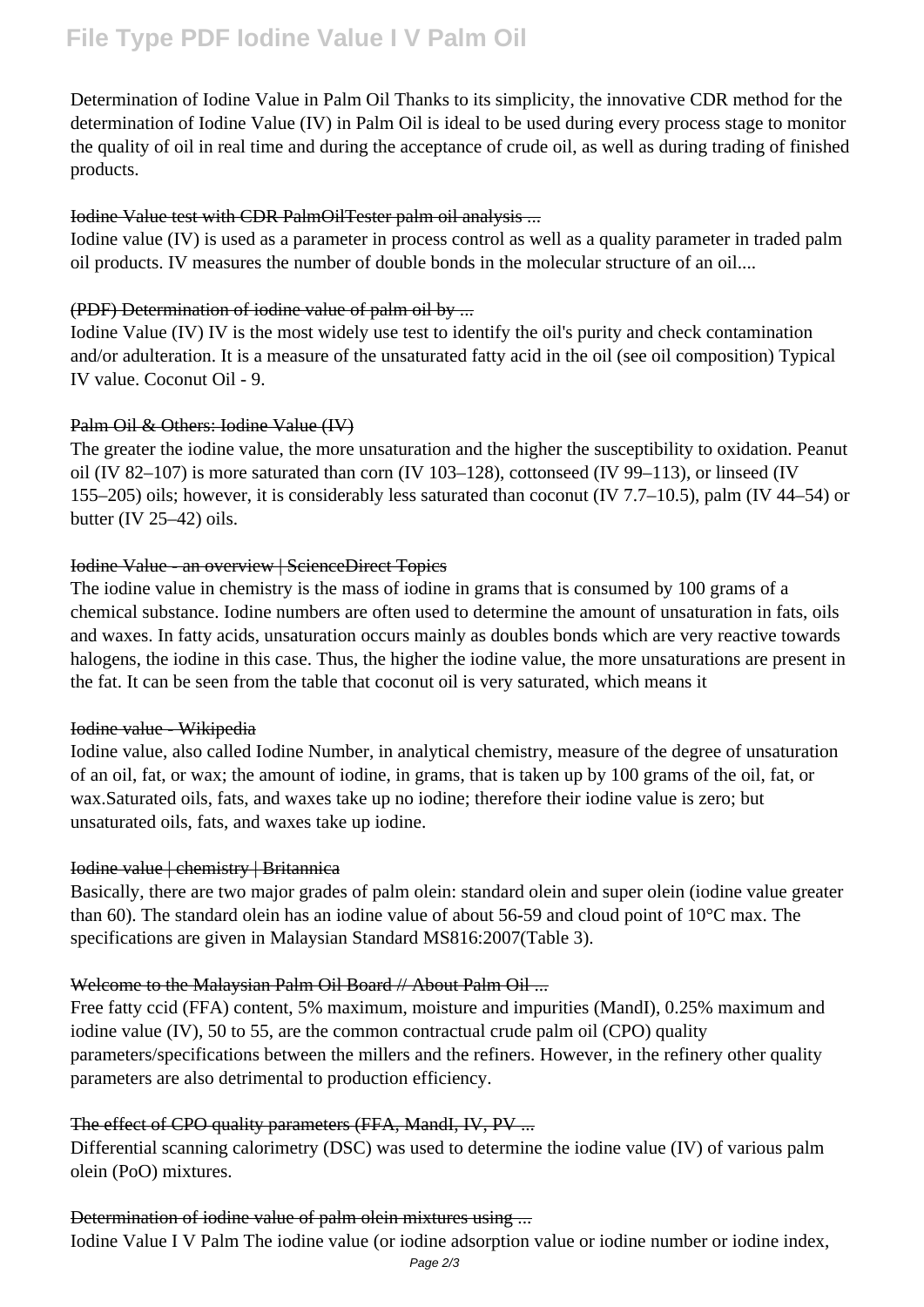Determination of Iodine Value in Palm Oil Thanks to its simplicity, the innovative CDR method for the determination of Iodine Value (IV) in Palm Oil is ideal to be used during every process stage to monitor the quality of oil in real time and during the acceptance of crude oil, as well as during trading of finished products.

Iodine Value test with CDR PalmOilTester palm oil analysis ...

Iodine value (IV) is used as a parameter in process control as well as a quality parameter in traded palm oil products. IV measures the number of double bonds in the molecular structure of an oil....

(PDF) Determination of iodine value of palm oil by ...

Iodine Value (IV) IV is the most widely use test to identify the oil's purity and check contamination and/or adulteration. It is a measure of the unsaturated fatty acid in the oil (see oil composition) Typical IV value. Coconut Oil - 9.

Palm Oil & Others: Iodine Value (IV)

The greater the iodine value, the more unsaturation and the higher the susceptibility to oxidation. Peanut oil (IV 82–107) is more saturated than corn (IV 103–128), cottonseed (IV 99–113), or linseed (IV 155–205) oils; however, it is considerably less saturated than coconut (IV 7.7–10.5), palm (IV 44–54) or butter (IV 25–42) oils.

Iodine Value - an overview | ScienceDirect Topics

The iodine value in chemistry is the mass of iodine in grams that is consumed by 100 grams of a chemical substance. Iodine numbers are often used to determine the amount of unsaturation in fats, oils and waxes. In fatty acids, unsaturation occurs mainly as doubles bonds which are very reactive towards halogens, the iodine in this case. Thus, the higher the iodine value, the more unsaturations are present in the fat. It can be seen from the table that coconut oil is very saturated, which means it

Iodine value - Wikipedia

Iodine value, also called Iodine Number, in analytical chemistry, measure of the degree of unsaturation of an oil, fat, or wax; the amount of iodine, in grams, that is taken up by 100 grams of the oil, fat, or wax.Saturated oils, fats, and waxes take up no iodine; therefore their iodine value is zero; but unsaturated oils, fats, and waxes take up iodine.

Iodine value | chemistry | Britannica

Basically, there are two major grades of palm olein: standard olein and super olein (iodine value greater than 60). The standard olein has an iodine value of about 56-59 and cloud point of 10°C max. The specifications are given in Malaysian Standard MS816:2007(Table 3).

Welcome to the Malaysian Palm Oil Board // About Palm Oil ...

Free fatty ccid (FFA) content, 5% maximum, moisture and impurities (MandI), 0.25% maximum and iodine value (IV), 50 to 55, are the common contractual crude palm oil (CPO) quality parameters/specifications between the millers and the refiners. However, in the refinery other quality parameters are also detrimental to production efficiency.

The effect of CPO quality parameters (FFA, MandI, IV, PV ...

Differential scanning calorimetry (DSC) was used to determine the iodine value (IV) of various palm olein (PoO) mixtures.

Determination of iodine value of palm olein mixtures using ...

Iodine Value I V Palm The iodine value (or iodine adsorption value or iodine number or iodine index,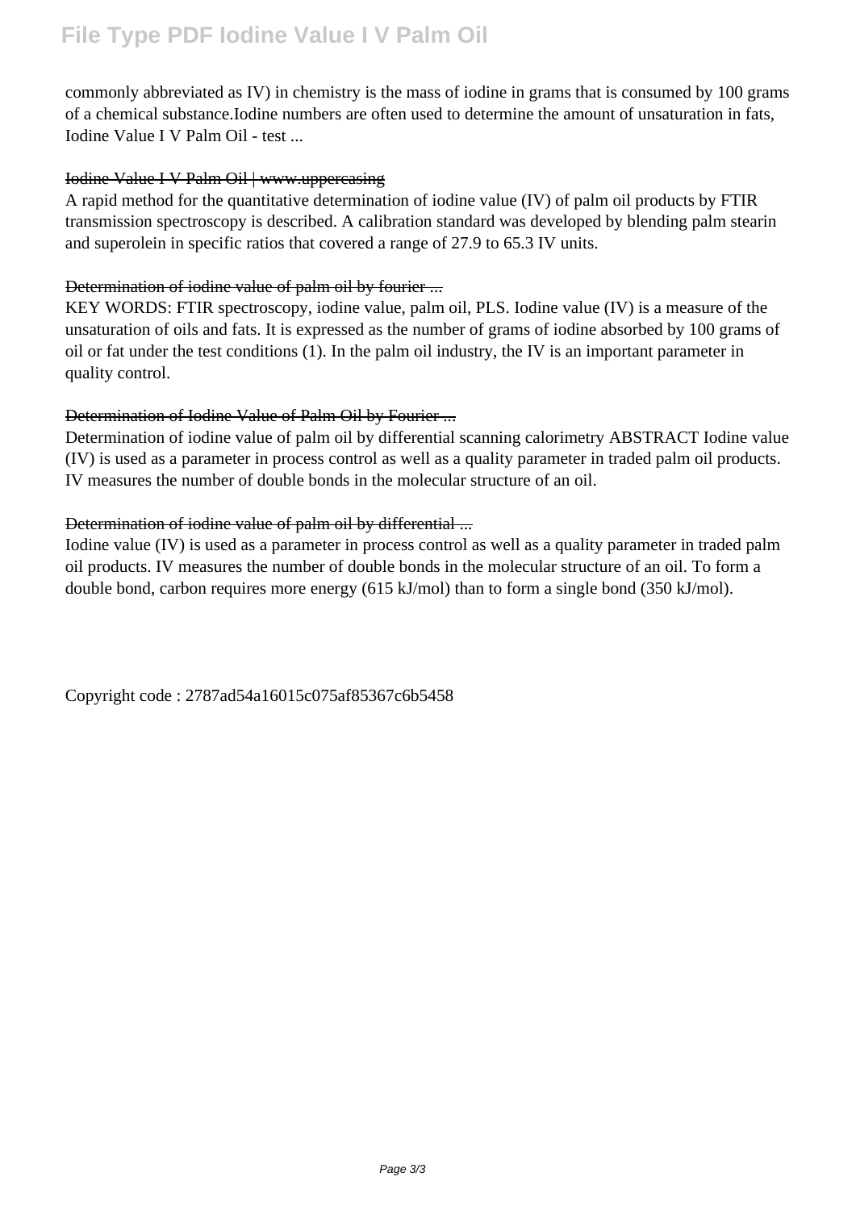commonly abbreviated as IV) in chemistry is the mass of iodine in grams that is consumed by 100 grams of a chemical substance.Iodine numbers are often used to determine the amount of unsaturation in fats, Iodine Value I V Palm Oil - test ...

~~Iodine Value I V Palm Oil | www.uppercasing~~

A rapid method for the quantitative determination of iodine value (IV) of palm oil products by FTIR transmission spectroscopy is described. A calibration standard was developed by blending palm stearin and superolein in specific ratios that covered a range of 27.9 to 65.3 IV units.

~~Determination of iodine value of palm oil by fourier ...~~

KEY WORDS: FTIR spectroscopy, iodine value, palm oil, PLS. Iodine value (IV) is a measure of the unsaturation of oils and fats. It is expressed as the number of grams of iodine absorbed by 100 grams of oil or fat under the test conditions (1). In the palm oil industry, the IV is an important parameter in quality control.

~~Determination of Iodine Value of Palm Oil by Fourier ...~~

Determination of iodine value of palm oil by differential scanning calorimetry ABSTRACT Iodine value (IV) is used as a parameter in process control as well as a quality parameter in traded palm oil products. IV measures the number of double bonds in the molecular structure of an oil.

~~Determination of iodine value of palm oil by differential ...~~

Iodine value (IV) is used as a parameter in process control as well as a quality parameter in traded palm oil products. IV measures the number of double bonds in the molecular structure of an oil. To form a double bond, carbon requires more energy (615 kJ/mol) than to form a single bond (350 kJ/mol).

Copyright code : 2787ad54a16015c075af85367c6b5458